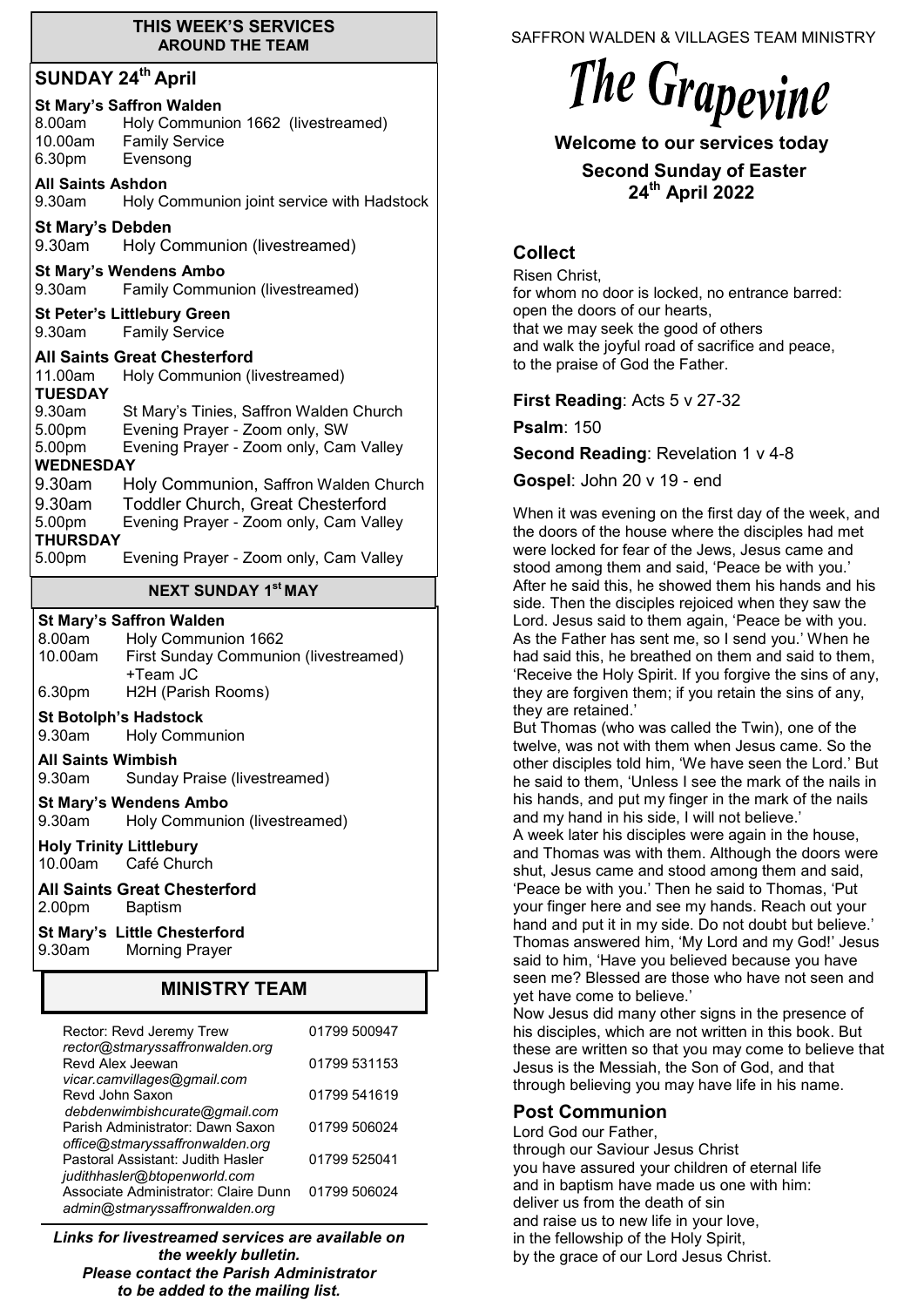## THIS WEEK'S SERVICES AROUND THE TEAM

### SUNDAY 24th April

**St Mary's Saffron Walden**
8.00am Holy Communion 1662 (livestreamed)
10.00am Family Service
6.30pm Evensong

**All Saints Ashdon**
9.30am Holy Communion joint service with Hadstock

**St Mary's Debden**
9.30am Holy Communion (livestreamed)

**St Mary's Wendens Ambo**
9.30am Family Communion (livestreamed)

**St Peter's Littlebury Green**
9.30am Family Service

**All Saints Great Chesterford**
11.00am Holy Communion (livestreamed)

**TUESDAY**
9.30am St Mary's Tinies, Saffron Walden Church
5.00pm Evening Prayer - Zoom only, SW
5.00pm Evening Prayer - Zoom only, Cam Valley

**WEDNESDAY**
9.30am Holy Communion, Saffron Walden Church
9.30am Toddler Church, Great Chesterford
5.00pm Evening Prayer - Zoom only, Cam Valley

**THURSDAY**
5.00pm Evening Prayer - Zoom only, Cam Valley

### NEXT SUNDAY 1st MAY

**St Mary's Saffron Walden**
8.00am Holy Communion 1662
10.00am First Sunday Communion (livestreamed) +Team JC
6.30pm H2H (Parish Rooms)

**St Botolph's Hadstock**
9.30am Holy Communion

**All Saints Wimbish**
9.30am Sunday Praise (livestreamed)

**St Mary's Wendens Ambo**
9.30am Holy Communion (livestreamed)

**Holy Trinity Littlebury**
10.00am Café Church

**All Saints Great Chesterford**
2.00pm Baptism

**St Mary's Little Chesterford**
9.30am Morning Prayer

## MINISTRY TEAM

| | |
|---|---|
| Rector: Revd Jeremy Trew<br>*rector@stmaryssaffronwalden.org* | 01799 500947 |
| Revd Alex Jeewan<br>*vicar.camvillages@gmail.com* | 01799 531153 |
| Revd John Saxon<br>*debdenwimbishcurate@gmail.com* | 01799 541619 |
| Parish Administrator: Dawn Saxon<br>*office@stmaryssaffronwalden.org* | 01799 506024 |
| Pastoral Assistant: Judith Hasler<br>*judithhasler@btopenworld.com* | 01799 525041 |
| Associate Administrator: Claire Dunn<br>*admin@stmaryssaffronwalden.org* | 01799 506024 |

***Links for livestreamed services are available on the weekly bulletin. Please contact the Parish Administrator to be added to the mailing list.***

SAFFRON WALDEN & VILLAGES TEAM MINISTRY

# The Grapevine

**Welcome to our services today**

**Second Sunday of Easter**
**24th April 2022**

## Collect

Risen Christ,
for whom no door is locked, no entrance barred:
open the doors of our hearts,
that we may seek the good of others
and walk the joyful road of sacrifice and peace,
to the praise of God the Father.

**First Reading**: Acts 5 v 27-32

**Psalm**: 150

**Second Reading**: Revelation 1 v 4-8

**Gospel**: John 20 v 19 - end

When it was evening on the first day of the week, and the doors of the house where the disciples had met were locked for fear of the Jews, Jesus came and stood among them and said, 'Peace be with you.' After he said this, he showed them his hands and his side. Then the disciples rejoiced when they saw the Lord. Jesus said to them again, 'Peace be with you. As the Father has sent me, so I send you.' When he had said this, he breathed on them and said to them, 'Receive the Holy Spirit. If you forgive the sins of any, they are forgiven them; if you retain the sins of any, they are retained.'
But Thomas (who was called the Twin), one of the twelve, was not with them when Jesus came. So the other disciples told him, 'We have seen the Lord.' But he said to them, 'Unless I see the mark of the nails in his hands, and put my finger in the mark of the nails and my hand in his side, I will not believe.'
A week later his disciples were again in the house, and Thomas was with them. Although the doors were shut, Jesus came and stood among them and said, 'Peace be with you.' Then he said to Thomas, 'Put your finger here and see my hands. Reach out your hand and put it in my side. Do not doubt but believe.' Thomas answered him, 'My Lord and my God!' Jesus said to him, 'Have you believed because you have seen me? Blessed are those who have not seen and yet have come to believe.'
Now Jesus did many other signs in the presence of his disciples, which are not written in this book. But these are written so that you may come to believe that Jesus is the Messiah, the Son of God, and that through believing you may have life in his name.

## Post Communion

Lord God our Father,
through our Saviour Jesus Christ
you have assured your children of eternal life
and in baptism have made us one with him:
deliver us from the death of sin
and raise us to new life in your love,
in the fellowship of the Holy Spirit,
by the grace of our Lord Jesus Christ.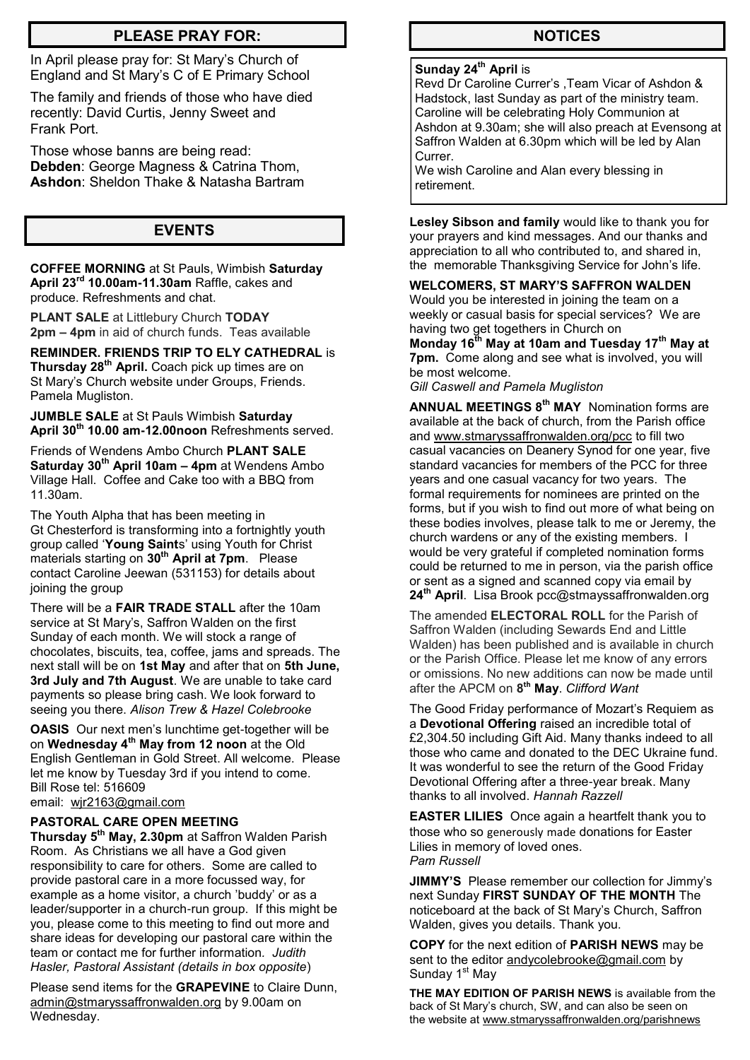## PLEASE PRAY FOR:

In April please pray for: St Mary's Church of England and St Mary's C of E Primary School

The family and friends of those who have died recently: David Curtis, Jenny Sweet and Frank Port.

Those whose banns are being read:
**Debden**: George Magness & Catrina Thom,
**Ashdon**: Sheldon Thake & Natasha Bartram

## EVENTS

**COFFEE MORNING** at St Pauls, Wimbish **Saturday April 23rd 10.00am-11.30am** Raffle, cakes and produce. Refreshments and chat.

**PLANT SALE** at Littlebury Church **TODAY 2pm – 4pm** in aid of church funds. Teas available

**REMINDER. FRIENDS TRIP TO ELY CATHEDRAL** is **Thursday 28th April.** Coach pick up times are on St Mary's Church website under Groups, Friends. Pamela Mugliston.

**JUMBLE SALE** at St Pauls Wimbish **Saturday April 30th 10.00 am-12.00noon** Refreshments served.

Friends of Wendens Ambo Church **PLANT SALE Saturday 30th April 10am – 4pm** at Wendens Ambo Village Hall. Coffee and Cake too with a BBQ from 11.30am.

The Youth Alpha that has been meeting in Gt Chesterford is transforming into a fortnightly youth group called '**Young Saint**s' using Youth for Christ materials starting on **30th April at 7pm**. Please contact Caroline Jeewan (531153) for details about joining the group

There will be a **FAIR TRADE STALL** after the 10am service at St Mary's, Saffron Walden on the first Sunday of each month. We will stock a range of chocolates, biscuits, tea, coffee, jams and spreads. The next stall will be on **1st May** and after that on **5th June, 3rd July and 7th August**. We are unable to take card payments so please bring cash. We look forward to seeing you there. *Alison Trew & Hazel Colebrooke*

**OASIS** Our next men's lunchtime get-together will be on **Wednesday 4th May from 12 noon** at the Old English Gentleman in Gold Street. All welcome. Please let me know by Tuesday 3rd if you intend to come. Bill Rose tel: 516609
email: wjr2163@gmail.com

**PASTORAL CARE OPEN MEETING**
**Thursday 5th May, 2.30pm** at Saffron Walden Parish Room. As Christians we all have a God given responsibility to care for others. Some are called to provide pastoral care in a more focussed way, for example as a home visitor, a church 'buddy' or as a leader/supporter in a church-run group. If this might be you, please come to this meeting to find out more and share ideas for developing our pastoral care within the team or contact me for further information. *Judith Hasler, Pastoral Assistant (details in box opposite*)

Please send items for the **GRAPEVINE** to Claire Dunn, admin@stmaryssaffronwalden.org by 9.00am on Wednesday.

## NOTICES

**Sunday 24th April** is
Revd Dr Caroline Currer's ,Team Vicar of Ashdon & Hadstock, last Sunday as part of the ministry team. Caroline will be celebrating Holy Communion at Ashdon at 9.30am; she will also preach at Evensong at Saffron Walden at 6.30pm which will be led by Alan Currer.
We wish Caroline and Alan every blessing in retirement.

**Lesley Sibson and family** would like to thank you for your prayers and kind messages. And our thanks and appreciation to all who contributed to, and shared in, the memorable Thanksgiving Service for John's life.

**WELCOMERS, ST MARY'S SAFFRON WALDEN**
Would you be interested in joining the team on a weekly or casual basis for special services? We are having two get togethers in Church on
**Monday 16th May at 10am and Tuesday 17th May at 7pm.** Come along and see what is involved, you will be most welcome.
*Gill Caswell and Pamela Mugliston*

**ANNUAL MEETINGS 8th MAY** Nomination forms are available at the back of church, from the Parish office and www.stmaryssaffronwalden.org/pcc to fill two casual vacancies on Deanery Synod for one year, five standard vacancies for members of the PCC for three years and one casual vacancy for two years. The formal requirements for nominees are printed on the forms, but if you wish to find out more of what being on these bodies involves, please talk to me or Jeremy, the church wardens or any of the existing members. I would be very grateful if completed nomination forms could be returned to me in person, via the parish office or sent as a signed and scanned copy via email by **24th April**. Lisa Brook pcc@stmayssaffronwalden.org

The amended **ELECTORAL ROLL** for the Parish of Saffron Walden (including Sewards End and Little Walden) has been published and is available in church or the Parish Office. Please let me know of any errors or omissions. No new additions can now be made until after the APCM on **8th May**. *Clifford Want*

The Good Friday performance of Mozart's Requiem as a **Devotional Offering** raised an incredible total of £2,304.50 including Gift Aid. Many thanks indeed to all those who came and donated to the DEC Ukraine fund. It was wonderful to see the return of the Good Friday Devotional Offering after a three-year break. Many thanks to all involved. *Hannah Razzell*

**EASTER LILIES** Once again a heartfelt thank you to those who so generously made donations for Easter Lilies in memory of loved ones.
*Pam Russell*

**JIMMY'S** Please remember our collection for Jimmy's next Sunday **FIRST SUNDAY OF THE MONTH** The noticeboard at the back of St Mary's Church, Saffron Walden, gives you details. Thank you.

**COPY** for the next edition of **PARISH NEWS** may be sent to the editor andycolebrooke@gmail.com by Sunday 1st May

**THE MAY EDITION OF PARISH NEWS** is available from the back of St Mary's church, SW, and can also be seen on the website at www.stmaryssaffronwalden.org/parishnews